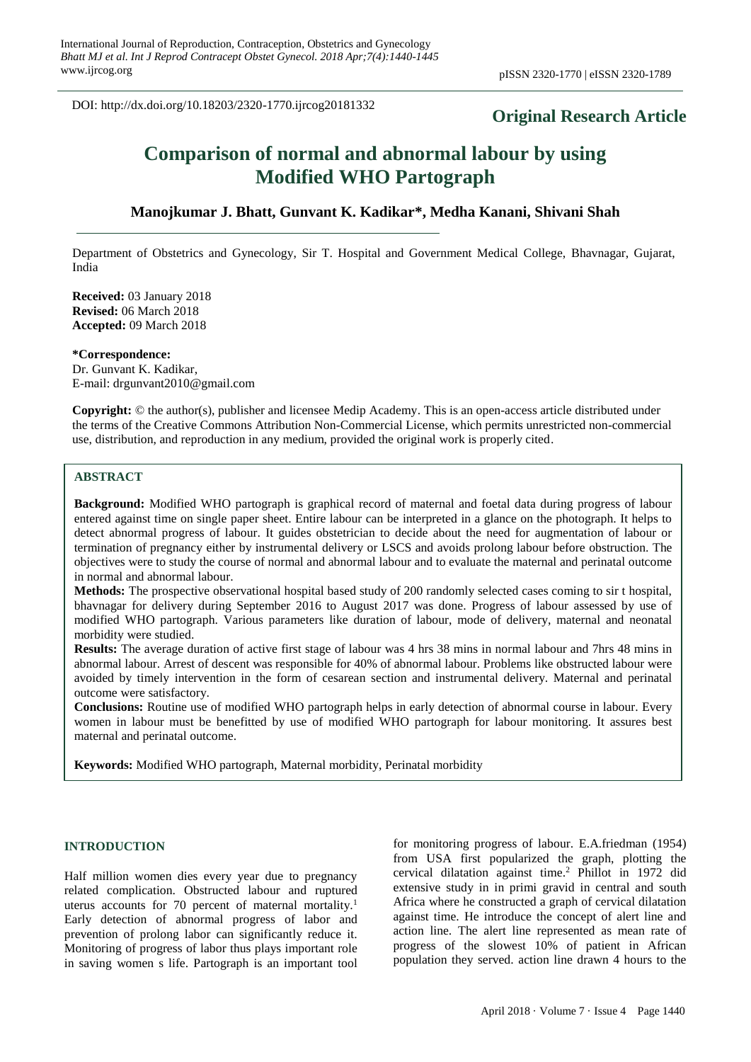DOI: http://dx.doi.org/10.18203/2320-1770.ijrcog20181332

**Original Research Article**

# Comparison of normal and abnormal labour by using Modified WHO Partograph

**Manojkumar J. Bhatt, Gunvant K. Kadikar*, Medha Kanani, Shivani Shah**

Department of Obstetrics and Gynecology, Sir T. Hospital and Government Medical College, Bhavnagar, Gujarat, India

**Received:** 03 January 2018
**Revised:** 06 March 2018
**Accepted:** 09 March 2018

**\*Correspondence:**
Dr. Gunvant K. Kadikar,
E-mail: drgunvant2010@gmail.com

**Copyright:** © the author(s), publisher and licensee Medip Academy. This is an open-access article distributed under the terms of the Creative Commons Attribution Non-Commercial License, which permits unrestricted non-commercial use, distribution, and reproduction in any medium, provided the original work is properly cited.

## ABSTRACT

**Background:** Modified WHO partograph is graphical record of maternal and foetal data during progress of labour entered against time on single paper sheet. Entire labour can be interpreted in a glance on the photograph. It helps to detect abnormal progress of labour. It guides obstetrician to decide about the need for augmentation of labour or termination of pregnancy either by instrumental delivery or LSCS and avoids prolong labour before obstruction. The objectives were to study the course of normal and abnormal labour and to evaluate the maternal and perinatal outcome in normal and abnormal labour.

**Methods:** The prospective observational hospital based study of 200 randomly selected cases coming to sir t hospital, bhavnagar for delivery during September 2016 to August 2017 was done. Progress of labour assessed by use of modified WHO partograph. Various parameters like duration of labour, mode of delivery, maternal and neonatal morbidity were studied.

**Results:** The average duration of active first stage of labour was 4 hrs 38 mins in normal labour and 7hrs 48 mins in abnormal labour. Arrest of descent was responsible for 40% of abnormal labour. Problems like obstructed labour were avoided by timely intervention in the form of cesarean section and instrumental delivery. Maternal and perinatal outcome were satisfactory.

**Conclusions:** Routine use of modified WHO partograph helps in early detection of abnormal course in labour. Every women in labour must be benefitted by use of modified WHO partograph for labour monitoring. It assures best maternal and perinatal outcome.

**Keywords:** Modified WHO partograph, Maternal morbidity, Perinatal morbidity

## INTRODUCTION

Half million women dies every year due to pregnancy related complication. Obstructed labour and ruptured uterus accounts for 70 percent of maternal mortality.[1] Early detection of abnormal progress of labor and prevention of prolong labor can significantly reduce it. Monitoring of progress of labor thus plays important role in saving women s life. Partograph is an important tool for monitoring progress of labour. E.A.friedman (1954) from USA first popularized the graph, plotting the cervical dilatation against time.[2] Phillot in 1972 did extensive study in in primi gravid in central and south Africa where he constructed a graph of cervical dilatation against time. He introduce the concept of alert line and action line. The alert line represented as mean rate of progress of the slowest 10% of patient in African population they served. action line drawn 4 hours to the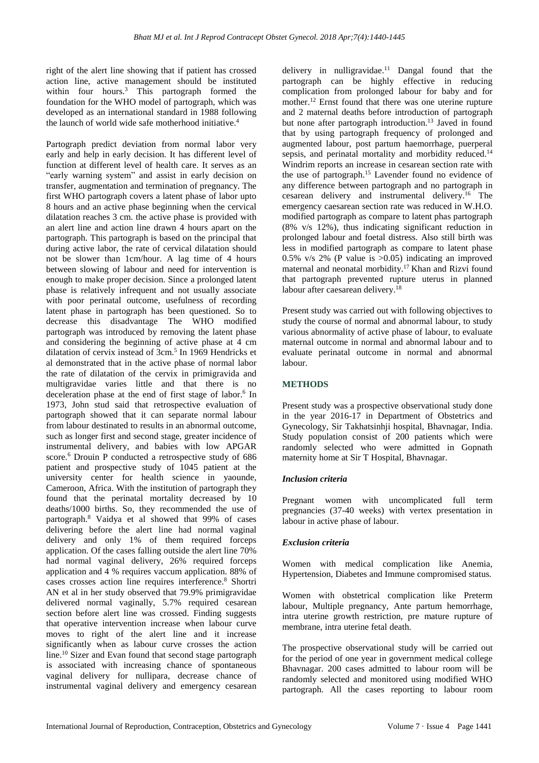right of the alert line showing that if patient has crossed action line, active management should be instituted within four hours.[3] This partograph formed the foundation for the WHO model of partograph, which was developed as an international standard in 1988 following the launch of world wide safe motherhood initiative.[4]

Partograph predict deviation from normal labor very early and help in early decision. It has different level of function at different level of health care. It serves as an "early warning system" and assist in early decision on transfer, augmentation and termination of pregnancy. The first WHO partograph covers a latent phase of labor upto 8 hours and an active phase beginning when the cervical dilatation reaches 3 cm. the active phase is provided with an alert line and action line drawn 4 hours apart on the partograph. This partograph is based on the principal that during active labor, the rate of cervical dilatation should not be slower than 1cm/hour. A lag time of 4 hours between slowing of labour and need for intervention is enough to make proper decision. Since a prolonged latent phase is relatively infrequent and not usually associate with poor perinatal outcome, usefulness of recording latent phase in partograph has been questioned. So to decrease this disadvantage The WHO modified partograph was introduced by removing the latent phase and considering the beginning of active phase at 4 cm dilatation of cervix instead of 3cm.[5] In 1969 Hendricks et al demonstrated that in the active phase of normal labor the rate of dilatation of the cervix in primigravida and multigravidae varies little and that there is no deceleration phase at the end of first stage of labor.[6] In 1973, John stud said that retrospective evaluation of partograph showed that it can separate normal labour from labour destinated to results in an abnormal outcome, such as longer first and second stage, greater incidence of instrumental delivery, and babies with low APGAR score.[6] Drouin P conducted a retrospective study of 686 patient and prospective study of 1045 patient at the university center for health science in yaounde, Cameroon, Africa. With the institution of partograph they found that the perinatal mortality decreased by 10 deaths/1000 births. So, they recommended the use of partograph.[8] Vaidya et al showed that 99% of cases delivering before the alert line had normal vaginal delivery and only 1% of them required forceps application. Of the cases falling outside the alert line 70% had normal vaginal delivery, 26% required forceps application and 4 % requires vaccum application. 88% of cases crosses action line requires interference.[8] Shortri AN et al in her study observed that 79.9% primigravidae delivered normal vaginally, 5.7% required cesarean section before alert line was crossed. Finding suggests that operative intervention increase when labour curve moves to right of the alert line and it increase significantly when as labour curve crosses the action line.[10] Sizer and Evan found that second stage partograph is associated with increasing chance of spontaneous vaginal delivery for nullipara, decrease chance of instrumental vaginal delivery and emergency cesarean delivery in nulligravidae.[11] Dangal found that the partograph can be highly effective in reducing complication from prolonged labour for baby and for mother.[12] Ernst found that there was one uterine rupture and 2 maternal deaths before introduction of partograph but none after partograph introduction.[13] Javed in found that by using partograph frequency of prolonged and augmented labour, post partum haemorrhage, puerperal sepsis, and perinatal mortality and morbidity reduced.[14] Windrim reports an increase in cesarean section rate with the use of partograph.[15] Lavender found no evidence of any difference between partograph and no partograph in cesarean delivery and instrumental delivery.[16] The emergency caesarean section rate was reduced in W.H.O. modified partograph as compare to latent phas partograph (8% v/s 12%), thus indicating significant reduction in prolonged labour and foetal distress. Also still birth was less in modified partograph as compare to latent phase 0.5% v/s 2% (P value is >0.05) indicating an improved maternal and neonatal morbidity.[17] Khan and Rizvi found that partograph prevented rupture uterus in planned labour after caesarean delivery.[18]

Present study was carried out with following objectives to study the course of normal and abnormal labour, to study various abnormality of active phase of labour, to evaluate maternal outcome in normal and abnormal labour and to evaluate perinatal outcome in normal and abnormal labour.

## METHODS

Present study was a prospective observational study done in the year 2016-17 in Department of Obstetrics and Gynecology, Sir Takhatsinhji hospital, Bhavnagar, India. Study population consist of 200 patients which were randomly selected who were admitted in Gopnath maternity home at Sir T Hospital, Bhavnagar.

### *Inclusion criteria*

Pregnant women with uncomplicated full term pregnancies (37-40 weeks) with vertex presentation in labour in active phase of labour.

### *Exclusion criteria*

Women with medical complication like Anemia, Hypertension, Diabetes and Immune compromised status.

Women with obstetrical complication like Preterm labour, Multiple pregnancy, Ante partum hemorrhage, intra uterine growth restriction, pre mature rupture of membrane, intra uterine fetal death.

The prospective observational study will be carried out for the period of one year in government medical college Bhavnagar. 200 cases admitted to labour room will be randomly selected and monitored using modified WHO partograph. All the cases reporting to labour room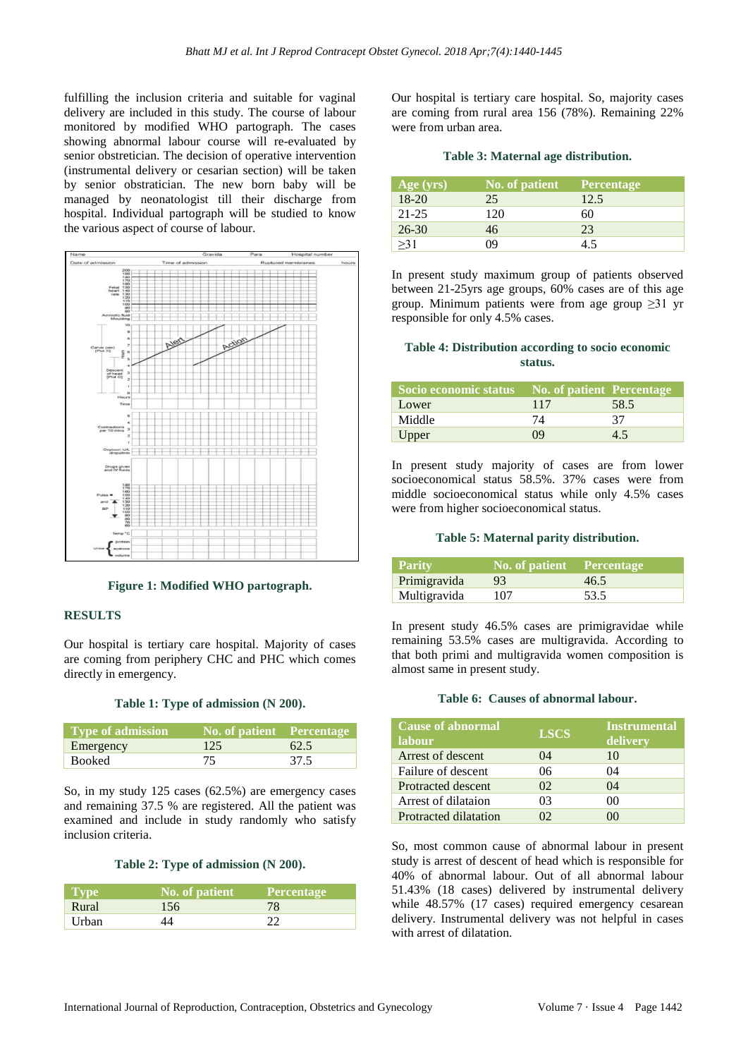fulfilling the inclusion criteria and suitable for vaginal delivery are included in this study. The course of labour monitored by modified WHO partograph. The cases showing abnormal labour course will re-evaluated by senior obstretician. The decision of operative intervention (instrumental delivery or cesarian section) will be taken by senior obstratician. The new born baby will be managed by neonatologist till their discharge from hospital. Individual partograph will be studied to know the various aspect of course of labour.

**Figure 1: Modified WHO partograph.**

## RESULTS

Our hospital is tertiary care hospital. Majority of cases are coming from periphery CHC and PHC which comes directly in emergency.

**Table 1: Type of admission (N 200).**

| Type of admission | No. of patient | Percentage |
|---|---|---|
| Emergency | 125 | 62.5 |
| Booked | 75 | 37.5 |

So, in my study 125 cases (62.5%) are emergency cases and remaining 37.5 % are registered. All the patient was examined and include in study randomly who satisfy inclusion criteria.

**Table 2: Type of admission (N 200).**

| Type | No. of patient | Percentage |
|---|---|---|
| Rural | 156 | 78 |
| Urban | 44 | 22 |

Our hospital is tertiary care hospital. So, majority cases are coming from rural area 156 (78%). Remaining 22% were from urban area.

**Table 3: Maternal age distribution.**

| Age (yrs) | No. of patient | Percentage |
|---|---|---|
| 18-20 | 25 | 12.5 |
| 21-25 | 120 | 60 |
| 26-30 | 46 | 23 |
| ≥31 | 09 | 4.5 |

In present study maximum group of patients observed between 21-25yrs age groups, 60% cases are of this age group. Minimum patients were from age group ≥31 yr responsible for only 4.5% cases.

**Table 4: Distribution according to socio economic status.**

| Socio economic status | No. of patient | Percentage |
|---|---|---|
| Lower | 117 | 58.5 |
| Middle | 74 | 37 |
| Upper | 09 | 4.5 |

In present study majority of cases are from lower socioeconomical status 58.5%. 37% cases were from middle socioeconomical status while only 4.5% cases were from higher socioeconomical status.

**Table 5: Maternal parity distribution.**

| Parity | No. of patient | Percentage |
|---|---|---|
| Primigravida | 93 | 46.5 |
| Multigravida | 107 | 53.5 |

In present study 46.5% cases are primigravidae while remaining 53.5% cases are multigravida. According to that both primi and multigravida women composition is almost same in present study.

**Table 6: Causes of abnormal labour.**

| Cause of abnormal labour | LSCS | Instrumental delivery |
|---|---|---|
| Arrest of descent | 04 | 10 |
| Failure of descent | 06 | 04 |
| Protracted descent | 02 | 04 |
| Arrest of dilataion | 03 | 00 |
| Protracted dilatation | 02 | 00 |

So, most common cause of abnormal labour in present study is arrest of descent of head which is responsible for 40% of abnormal labour. Out of all abnormal labour 51.43% (18 cases) delivered by instrumental delivery while 48.57% (17 cases) required emergency cesarean delivery. Instrumental delivery was not helpful in cases with arrest of dilatation.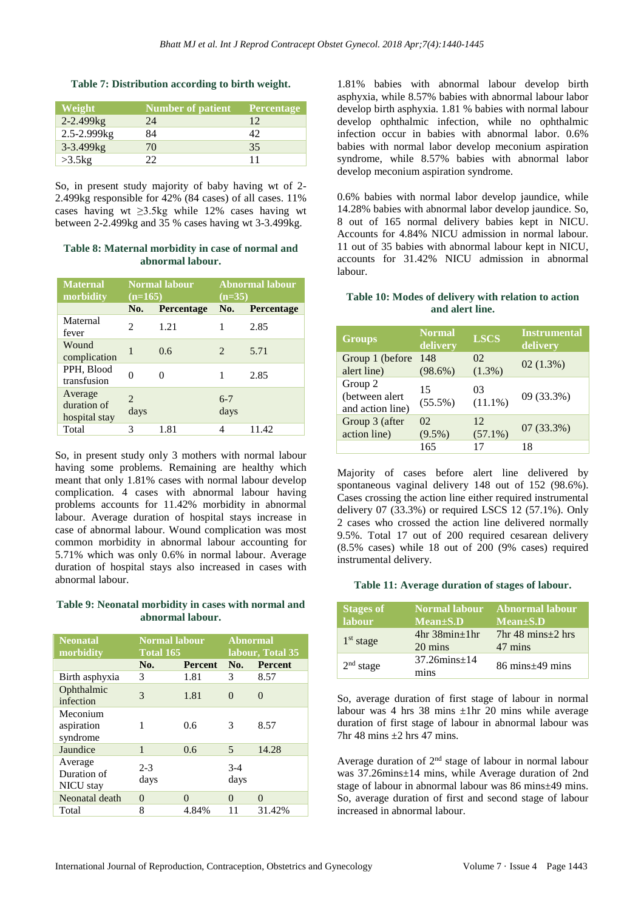**Table 7: Distribution according to birth weight.**

| Weight | Number of patient | Percentage |
|---|---|---|
| 2-2.499kg | 24 | 12 |
| 2.5-2.999kg | 84 | 42 |
| 3-3.499kg | 70 | 35 |
| >3.5kg | 22 | 11 |

So, in present study majority of baby having wt of 2-2.499kg responsible for 42% (84 cases) of all cases. 11% cases having wt ≥3.5kg while 12% cases having wt between 2-2.499kg and 35 % cases having wt 3-3.499kg.

**Table 8: Maternal morbidity in case of normal and abnormal labour.**

| Maternal morbidity | Normal labour (n=165) | | Abnormal labour (n=35) | |
|---|---|---|---|---|
| | No. | Percentage | No. | Percentage |
| Maternal fever | 2 | 1.21 | 1 | 2.85 |
| Wound complication | 1 | 0.6 | 2 | 5.71 |
| PPH, Blood transfusion | 0 | 0 | 1 | 2.85 |
| Average duration of hospital stay | 2 days | | 6-7 days | |
| Total | 3 | 1.81 | 4 | 11.42 |

So, in present study only 3 mothers with normal labour having some problems. Remaining are healthy which meant that only 1.81% cases with normal labour develop complication. 4 cases with abnormal labour having problems accounts for 11.42% morbidity in abnormal labour. Average duration of hospital stays increase in case of abnormal labour. Wound complication was most common morbidity in abnormal labour accounting for 5.71% which was only 0.6% in normal labour. Average duration of hospital stays also increased in cases with abnormal labour.

**Table 9: Neonatal morbidity in cases with normal and abnormal labour.**

| Neonatal morbidity | Normal labour Total 165 | | Abnormal labour, Total 35 | |
|---|---|---|---|---|
| | No. | Percent | No. | Percent |
| Birth asphyxia | 3 | 1.81 | 3 | 8.57 |
| Ophthalmic infection | 3 | 1.81 | 0 | 0 |
| Meconium aspiration syndrome | 1 | 0.6 | 3 | 8.57 |
| Jaundice | 1 | 0.6 | 5 | 14.28 |
| Average Duration of NICU stay | 2-3 days | | 3-4 days | |
| Neonatal death | 0 | 0 | 0 | 0 |
| Total | 8 | 4.84% | 11 | 31.42% |

1.81% babies with abnormal labour develop birth asphyxia, while 8.57% babies with abnormal labour labor develop birth asphyxia. 1.81 % babies with normal labour develop ophthalmic infection, while no ophthalmic infection occur in babies with abnormal labor. 0.6% babies with normal labor develop meconium aspiration syndrome, while 8.57% babies with abnormal labor develop meconium aspiration syndrome.

0.6% babies with normal labor develop jaundice, while 14.28% babies with abnormal labor develop jaundice. So, 8 out of 165 normal delivery babies kept in NICU. Accounts for 4.84% NICU admission in normal labour. 11 out of 35 babies with abnormal labour kept in NICU, accounts for 31.42% NICU admission in abnormal labour.

**Table 10: Modes of delivery with relation to action and alert line.**

| Groups | Normal delivery | LSCS | Instrumental delivery |
|---|---|---|---|
| Group 1 (before alert line) | 148 (98.6%) | 02 (1.3%) | 02 (1.3%) |
| Group 2 (between alert and action line) | 15 (55.5%) | 03 (11.1%) | 09 (33.3%) |
| Group 3 (after action line) | 02 (9.5%) | 12 (57.1%) | 07 (33.3%) |
| | 165 | 17 | 18 |

Majority of cases before alert line delivered by spontaneous vaginal delivery 148 out of 152 (98.6%). Cases crossing the action line either required instrumental delivery 07 (33.3%) or required LSCS 12 (57.1%). Only 2 cases who crossed the action line delivered normally 9.5%. Total 17 out of 200 required cesarean delivery (8.5% cases) while 18 out of 200 (9% cases) required instrumental delivery.

**Table 11: Average duration of stages of labour.**

| Stages of labour | Normal labour Mean±S.D | Abnormal labour Mean±S.D |
|---|---|---|
| 1st stage | 4hr 38min±1hr 20 mins | 7hr 48 mins±2 hrs 47 mins |
| 2nd stage | 37.26mins±14 mins | 86 mins±49 mins |

So, average duration of first stage of labour in normal labour was 4 hrs 38 mins ±1hr 20 mins while average duration of first stage of labour in abnormal labour was 7hr 48 mins ±2 hrs 47 mins.

Average duration of 2nd stage of labour in normal labour was 37.26mins±14 mins, while Average duration of 2nd stage of labour in abnormal labour was 86 mins±49 mins. So, average duration of first and second stage of labour increased in abnormal labour.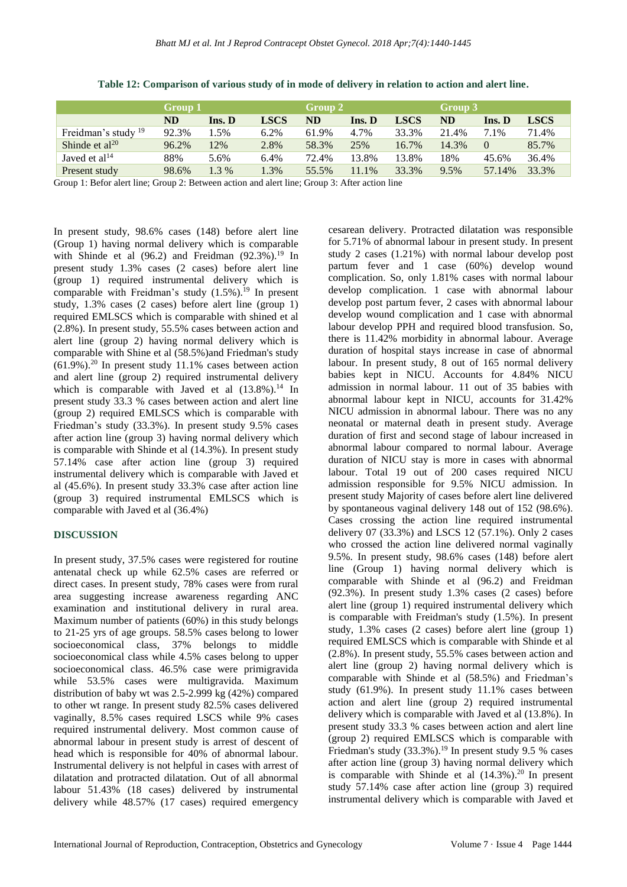**Table 12: Comparison of various study of in mode of delivery in relation to action and alert line.**

| | Group 1 | | | Group 2 | | | Group 3 | | |
|---|---|---|---|---|---|---|---|---|---|
| | ND | Ins. D | LSCS | ND | Ins. D | LSCS | ND | Ins. D | LSCS |
| Freidman's study [19] | 92.3% | 1.5% | 6.2% | 61.9% | 4.7% | 33.3% | 21.4% | 7.1% | 71.4% |
| Shinde et al[20] | 96.2% | 12% | 2.8% | 58.3% | 25% | 16.7% | 14.3% | 0 | 85.7% |
| Javed et al[14] | 88% | 5.6% | 6.4% | 72.4% | 13.8% | 13.8% | 18% | 45.6% | 36.4% |
| Present study | 98.6% | 1.3 % | 1.3% | 55.5% | 11.1% | 33.3% | 9.5% | 57.14% | 33.3% |

Group 1: Befor alert line; Group 2: Between action and alert line; Group 3: After action line

In present study, 98.6% cases (148) before alert line (Group 1) having normal delivery which is comparable with Shinde et al (96.2) and Freidman (92.3%).[19] In present study 1.3% cases (2 cases) before alert line (group 1) required instrumental delivery which is comparable with Freidman's study (1.5%).[19] In present study, 1.3% cases (2 cases) before alert line (group 1) required EMLSCS which is comparable with shined et al (2.8%). In present study, 55.5% cases between action and alert line (group 2) having normal delivery which is comparable with Shine et al (58.5%)and Friedman's study (61.9%).[20] In present study 11.1% cases between action and alert line (group 2) required instrumental delivery which is comparable with Javed et al (13.8%).[14] In present study 33.3 % cases between action and alert line (group 2) required EMLSCS which is comparable with Friedman's study (33.3%). In present study 9.5% cases after action line (group 3) having normal delivery which is comparable with Shinde et al (14.3%). In present study 57.14% case after action line (group 3) required instrumental delivery which is comparable with Javed et al (45.6%). In present study 33.3% case after action line (group 3) required instrumental EMLSCS which is comparable with Javed et al (36.4%)

## DISCUSSION

In present study, 37.5% cases were registered for routine antenatal check up while 62.5% cases are referred or direct cases. In present study, 78% cases were from rural area suggesting increase awareness regarding ANC examination and institutional delivery in rural area. Maximum number of patients (60%) in this study belongs to 21-25 yrs of age groups. 58.5% cases belong to lower socioeconomical class, 37% belongs to middle socioeconomical class while 4.5% cases belong to upper socioeconomical class. 46.5% case were primigravida while 53.5% cases were multigravida. Maximum distribution of baby wt was 2.5-2.999 kg (42%) compared to other wt range. In present study 82.5% cases delivered vaginally, 8.5% cases required LSCS while 9% cases required instrumental delivery. Most common cause of abnormal labour in present study is arrest of descent of head which is responsible for 40% of abnormal labour. Instrumental delivery is not helpful in cases with arrest of dilatation and protracted dilatation. Out of all abnormal labour 51.43% (18 cases) delivered by instrumental delivery while 48.57% (17 cases) required emergency cesarean delivery. Protracted dilatation was responsible for 5.71% of abnormal labour in present study. In present study 2 cases (1.21%) with normal labour develop post partum fever and 1 case (60%) develop wound complication. So, only 1.81% cases with normal labour develop complication. 1 case with abnormal labour develop post partum fever, 2 cases with abnormal labour develop wound complication and 1 case with abnormal labour develop PPH and required blood transfusion. So, there is 11.42% morbidity in abnormal labour. Average duration of hospital stays increase in case of abnormal labour. In present study, 8 out of 165 normal delivery babies kept in NICU. Accounts for 4.84% NICU admission in normal labour. 11 out of 35 babies with abnormal labour kept in NICU, accounts for 31.42% NICU admission in abnormal labour. There was no any neonatal or maternal death in present study. Average duration of first and second stage of labour increased in abnormal labour compared to normal labour. Average duration of NICU stay is more in cases with abnormal labour. Total 19 out of 200 cases required NICU admission responsible for 9.5% NICU admission. In present study Majority of cases before alert line delivered by spontaneous vaginal delivery 148 out of 152 (98.6%). Cases crossing the action line required instrumental delivery 07 (33.3%) and LSCS 12 (57.1%). Only 2 cases who crossed the action line delivered normal vaginally 9.5%. In present study, 98.6% cases (148) before alert line (Group 1) having normal delivery which is comparable with Shinde et al (96.2) and Freidman (92.3%). In present study 1.3% cases (2 cases) before alert line (group 1) required instrumental delivery which is comparable with Freidman's study (1.5%). In present study, 1.3% cases (2 cases) before alert line (group 1) required EMLSCS which is comparable with Shinde et al (2.8%). In present study, 55.5% cases between action and alert line (group 2) having normal delivery which is comparable with Shinde et al (58.5%) and Friedman's study (61.9%). In present study 11.1% cases between action and alert line (group 2) required instrumental delivery which is comparable with Javed et al (13.8%). In present study 33.3 % cases between action and alert line (group 2) required EMLSCS which is comparable with Friedman's study (33.3%).[19] In present study 9.5 % cases after action line (group 3) having normal delivery which is comparable with Shinde et al (14.3%).[20] In present study 57.14% case after action line (group 3) required instrumental delivery which is comparable with Javed et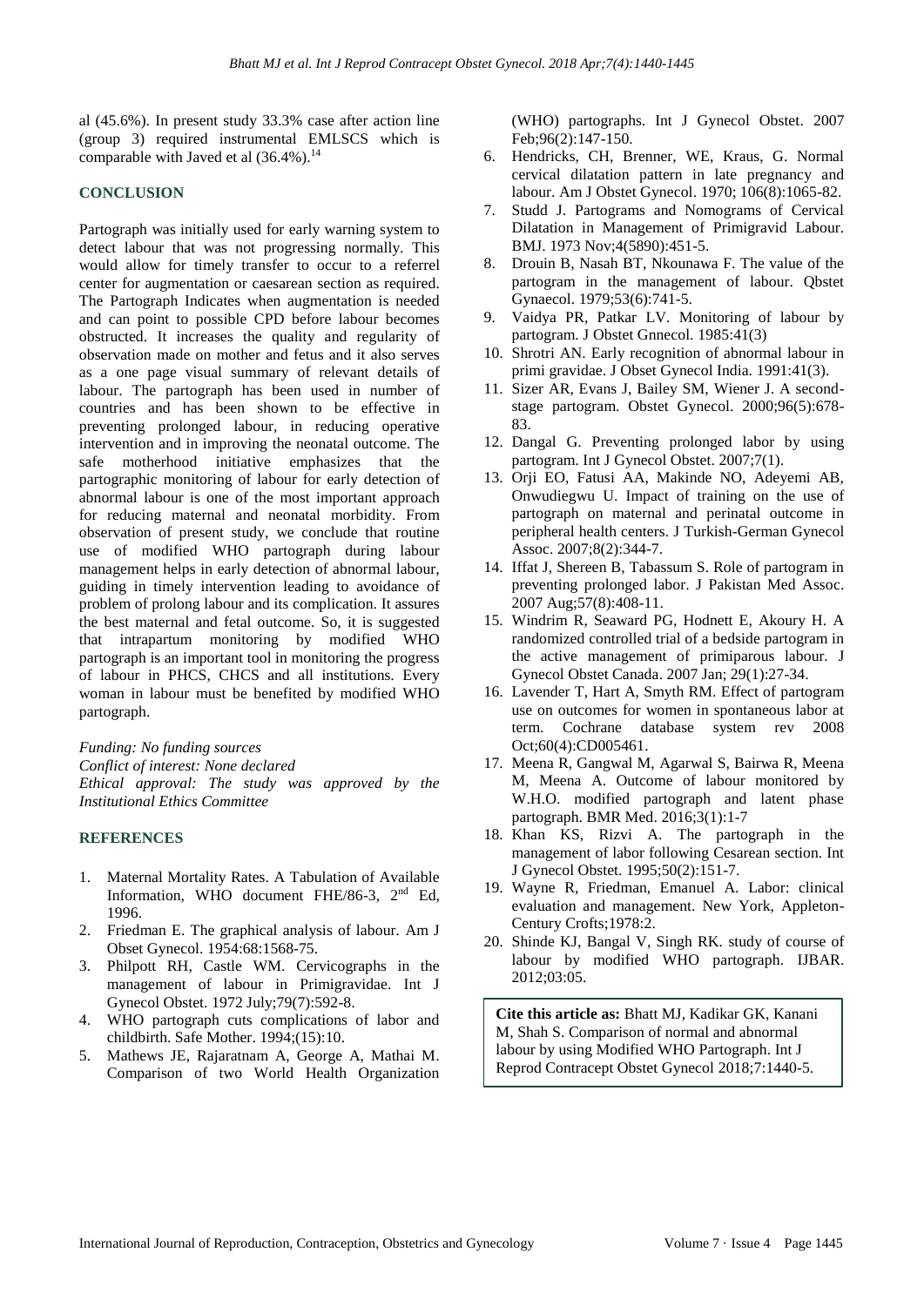al (45.6%). In present study 33.3% case after action line (group 3) required instrumental EMLSCS which is comparable with Javed et al (36.4%).[14]

## CONCLUSION

Partograph was initially used for early warning system to detect labour that was not progressing normally. This would allow for timely transfer to occur to a referrel center for augmentation or caesarean section as required. The Partograph Indicates when augmentation is needed and can point to possible CPD before labour becomes obstructed. It increases the quality and regularity of observation made on mother and fetus and it also serves as a one page visual summary of relevant details of labour. The partograph has been used in number of countries and has been shown to be effective in preventing prolonged labour, in reducing operative intervention and in improving the neonatal outcome. The safe motherhood initiative emphasizes that the partographic monitoring of labour for early detection of abnormal labour is one of the most important approach for reducing maternal and neonatal morbidity. From observation of present study, we conclude that routine use of modified WHO partograph during labour management helps in early detection of abnormal labour, guiding in timely intervention leading to avoidance of problem of prolong labour and its complication. It assures the best maternal and fetal outcome. So, it is suggested that intrapartum monitoring by modified WHO partograph is an important tool in monitoring the progress of labour in PHCS, CHCS and all institutions. Every woman in labour must be benefited by modified WHO partograph.

*Funding: No funding sources*
*Conflict of interest: None declared*
*Ethical approval: The study was approved by the Institutional Ethics Committee*

## REFERENCES

1. Maternal Mortality Rates. A Tabulation of Available Information, WHO document FHE/86-3, 2nd Ed, 1996.
2. Friedman E. The graphical analysis of labour. Am J Obset Gynecol. 1954:68:1568-75.
3. Philpott RH, Castle WM. Cervicographs in the management of labour in Primigravidae. Int J Gynecol Obstet. 1972 July;79(7):592-8.
4. WHO partograph cuts complications of labor and childbirth. Safe Mother. 1994;(15):10.
5. Mathews JE, Rajaratnam A, George A, Mathai M. Comparison of two World Health Organization (WHO) partographs. Int J Gynecol Obstet. 2007 Feb;96(2):147-150.
6. Hendricks, CH, Brenner, WE, Kraus, G. Normal cervical dilatation pattern in late pregnancy and labour. Am J Obstet Gynecol. 1970; 106(8):1065-82.
7. Studd J. Partograms and Nomograms of Cervical Dilatation in Management of Primigravid Labour. BMJ. 1973 Nov;4(5890):451-5.
8. Drouin B, Nasah BT, Nkounawa F. The value of the partogram in the management of labour. Qbstet Gynaecol. 1979;53(6):741-5.
9. Vaidya PR, Patkar LV. Monitoring of labour by partogram. J Obstet Gnnecol. 1985:41(3)
10. Shrotri AN. Early recognition of abnormal labour in primi gravidae. J Obset Gynecol India. 1991:41(3).
11. Sizer AR, Evans J, Bailey SM, Wiener J. A second-stage partogram. Obstet Gynecol. 2000;96(5):678-83.
12. Dangal G. Preventing prolonged labor by using partogram. Int J Gynecol Obstet. 2007;7(1).
13. Orji EO, Fatusi AA, Makinde NO, Adeyemi AB, Onwudiegwu U. Impact of training on the use of partograph on maternal and perinatal outcome in peripheral health centers. J Turkish-German Gynecol Assoc. 2007;8(2):344-7.
14. Iffat J, Shereen B, Tabassum S. Role of partogram in preventing prolonged labor. J Pakistan Med Assoc. 2007 Aug;57(8):408-11.
15. Windrim R, Seaward PG, Hodnett E, Akoury H. A randomized controlled trial of a bedside partogram in the active management of primiparous labour. J Gynecol Obstet Canada. 2007 Jan; 29(1):27-34.
16. Lavender T, Hart A, Smyth RM. Effect of partogram use on outcomes for women in spontaneous labor at term. Cochrane database system rev 2008 Oct;60(4):CD005461.
17. Meena R, Gangwal M, Agarwal S, Bairwa R, Meena M, Meena A. Outcome of labour monitored by W.H.O. modified partograph and latent phase partograph. BMR Med. 2016;3(1):1-7
18. Khan KS, Rizvi A. The partograph in the management of labor following Cesarean section. Int J Gynecol Obstet. 1995;50(2):151-7.
19. Wayne R, Friedman, Emanuel A. Labor: clinical evaluation and management. New York, Appleton-Century Crofts;1978:2.
20. Shinde KJ, Bangal V, Singh RK. study of course of labour by modified WHO partograph. IJBAR. 2012;03:05.

**Cite this article as:** Bhatt MJ, Kadikar GK, Kanani M, Shah S. Comparison of normal and abnormal labour by using Modified WHO Partograph. Int J Reprod Contracept Obstet Gynecol 2018;7:1440-5.